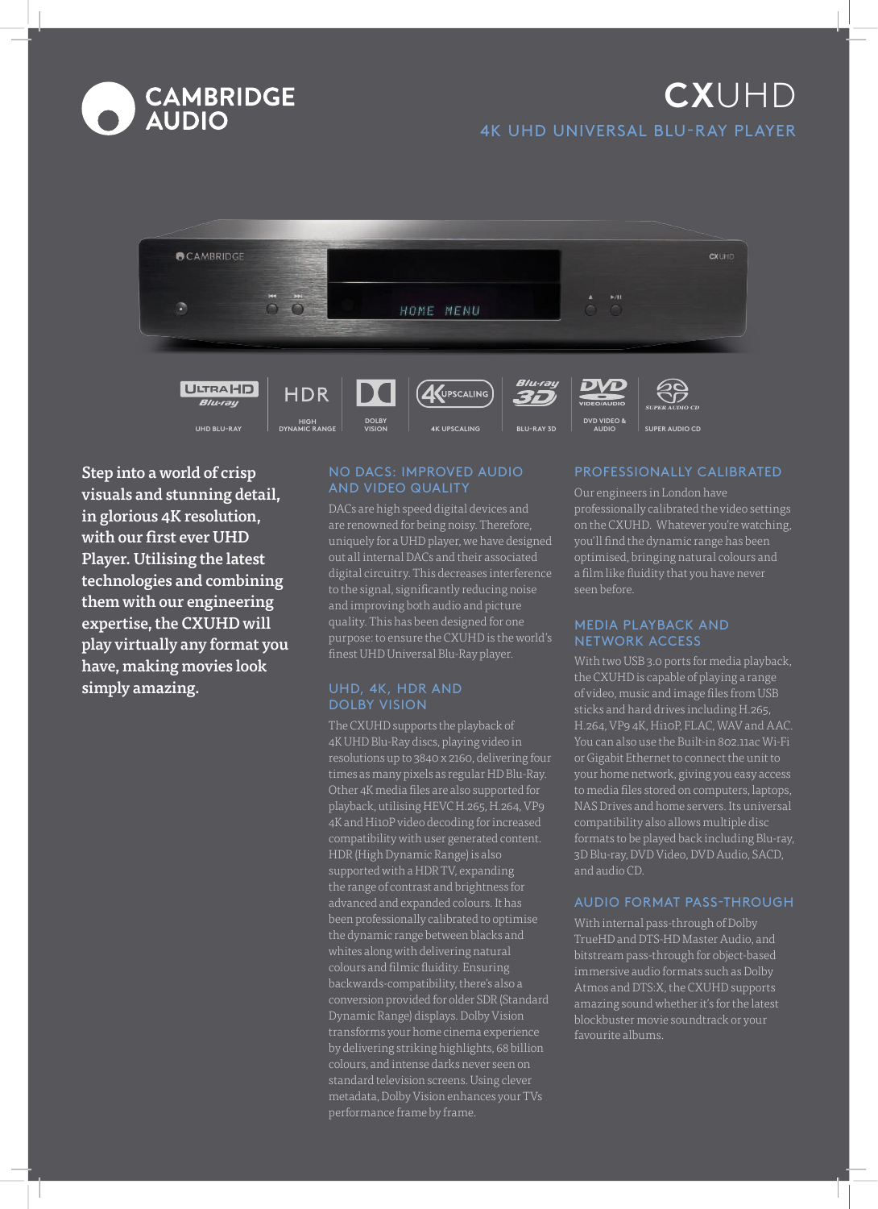# CAMBRIDGE AUDIO

# CXUHD

## 4K UHD UNIVERSAL BLU-RAY PLAYER

UHD BLU-RAY | HIGH DYNAMIC RANGE | DOLBY VISION | 4K UPSCALING | BLU-RAY 3D | DVD VIDEO & AUDIO | SUPER AUDIO CD

**Step into a world of crisp visuals and stunning detail, in glorious 4K resolution, with our first ever UHD Player. Utilising the latest technologies and combining them with our engineering expertise, the CXUHD will play virtually any format you have, making movies look simply amazing.**

### NO DACS: IMPROVED AUDIO AND VIDEO QUALITY

DACs are high speed digital devices and are renowned for being noisy. Therefore, uniquely for a UHD player, we have designed out all internal DACs and their associated digital circuitry. This decreases interference to the signal, significantly reducing noise and improving both audio and picture quality. This has been designed for one purpose: to ensure the CXUHD is the world's finest UHD Universal Blu-Ray player.

### UHD, 4K, HDR AND DOLBY VISION

The CXUHD supports the playback of 4K UHD Blu-Ray discs, playing video in resolutions up to 3840 x 2160, delivering four times as many pixels as regular HD Blu-Ray. Other 4K media files are also supported for playback, utilising HEVC H.265, H.264, VP9 4K and Hi10P video decoding for increased compatibility with user generated content. HDR (High Dynamic Range) is also supported with a HDR TV, expanding the range of contrast and brightness for advanced and expanded colours. It has been professionally calibrated to optimise the dynamic range between blacks and whites along with delivering natural colours and filmic fluidity. Ensuring backwards-compatibility, there's also a conversion provided for older SDR (Standard Dynamic Range) displays. Dolby Vision transforms your home cinema experience by delivering striking highlights, 68 billion colours, and intense darks never seen on standard television screens. Using clever metadata, Dolby Vision enhances your TVs performance frame by frame.

### PROFESSIONALLY CALIBRATED

Our engineers in London have professionally calibrated the video settings on the CXUHD. Whatever you're watching, you'll find the dynamic range has been optimised, bringing natural colours and a film like fluidity that you have never seen before.

### MEDIA PLAYBACK AND NETWORK ACCESS

With two USB 3.0 ports for media playback, the CXUHD is capable of playing a range of video, music and image files from USB sticks and hard drives including H.265, H.264, VP9 4K, Hi10P, FLAC, WAV and AAC. You can also use the Built-in 802.11ac Wi-Fi or Gigabit Ethernet to connect the unit to your home network, giving you easy access to media files stored on computers, laptops, NAS Drives and home servers. Its universal compatibility also allows multiple disc formats to be played back including Blu-ray, 3D Blu-ray, DVD Video, DVD Audio, SACD, and audio CD.

### AUDIO FORMAT PASS-THROUGH

With internal pass-through of Dolby TrueHD and DTS-HD Master Audio, and bitstream pass-through for object-based immersive audio formats such as Dolby Atmos and DTS:X, the CXUHD supports amazing sound whether it's for the latest blockbuster movie soundtrack or your favourite albums.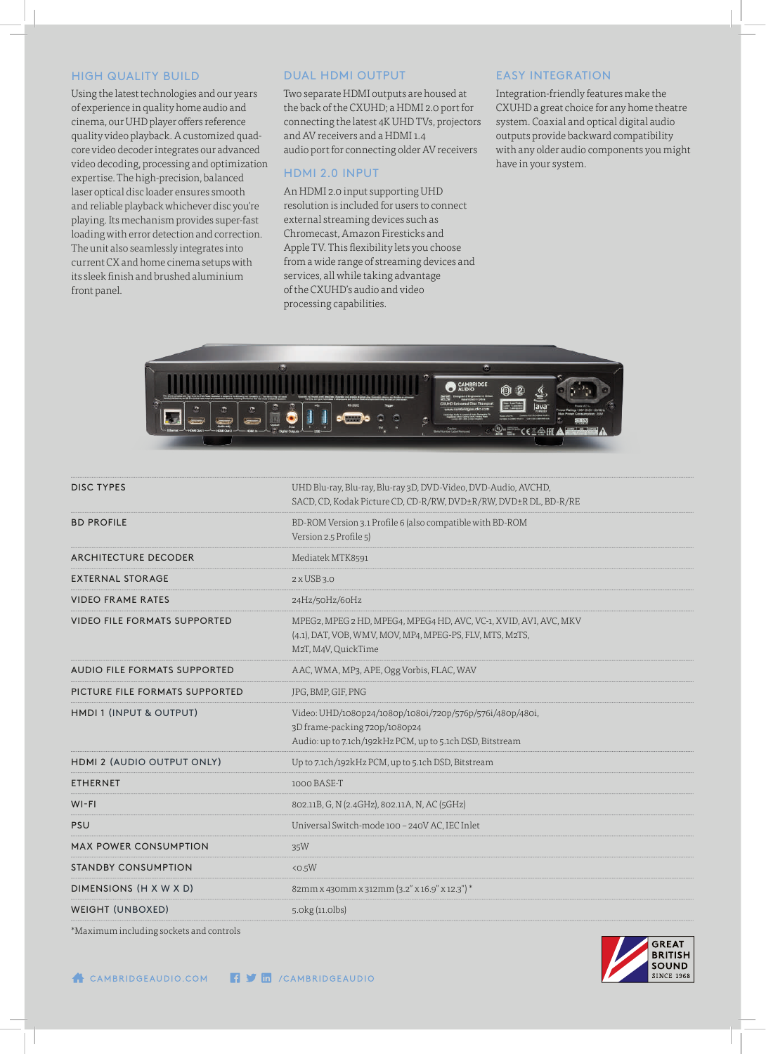## HIGH QUALITY BUILD

Using the latest technologies and our years of experience in quality home audio and cinema, our UHD player offers reference quality video playback. A customized quad-core video decoder integrates our advanced video decoding, processing and optimization expertise. The high-precision, balanced laser optical disc loader ensures smooth and reliable playback whichever disc you're playing. Its mechanism provides super-fast loading with error detection and correction. The unit also seamlessly integrates into current CX and home cinema setups with its sleek finish and brushed aluminium front panel.

## DUAL HDMI OUTPUT

Two separate HDMI outputs are housed at the back of the CXUHD; a HDMI 2.0 port for connecting the latest 4K UHD TVs, projectors and AV receivers and a HDMI 1.4 audio port for connecting older AV receivers

## HDMI 2.0 INPUT

An HDMI 2.0 input supporting UHD resolution is included for users to connect external streaming devices such as Chromecast, Amazon Firesticks and Apple TV. This flexibility lets you choose from a wide range of streaming devices and services, all while taking advantage of the CXUHD's audio and video processing capabilities.

## EASY INTEGRATION

Integration-friendly features make the CXUHD a great choice for any home theatre system. Coaxial and optical digital audio outputs provide backward compatibility with any older audio components you might have in your system.

| | |
|---|---|
| DISC TYPES | UHD Blu-ray, Blu-ray, Blu-ray 3D, DVD-Video, DVD-Audio, AVCHD, SACD, CD, Kodak Picture CD, CD-R/RW, DVD±R/RW, DVD±R DL, BD-R/RE |
| BD PROFILE | BD-ROM Version 3.1 Profile 6 (also compatible with BD-ROM Version 2.5 Profile 5) |
| ARCHITECTURE DECODER | Mediatek MTK8591 |
| EXTERNAL STORAGE | 2 x USB 3.0 |
| VIDEO FRAME RATES | 24Hz/50Hz/60Hz |
| VIDEO FILE FORMATS SUPPORTED | MPEG2, MPEG 2 HD, MPEG4, MPEG4 HD, AVC, VC-1, XVID, AVI, AVC, MKV (4.1), DAT, VOB, WMV, MOV, MP4, MPEG-PS, FLV, MTS, M2TS, M2T, M4V, QuickTime |
| AUDIO FILE FORMATS SUPPORTED | AAC, WMA, MP3, APE, Ogg Vorbis, FLAC, WAV |
| PICTURE FILE FORMATS SUPPORTED | JPG, BMP, GIF, PNG |
| HMDI 1 (INPUT & OUTPUT) | Video: UHD/1080p24/1080p/1080i/720p/576p/576i/480p/480i, 3D frame-packing 720p/1080p24<br>Audio: up to 7.1ch/192kHz PCM, up to 5.1ch DSD, Bitstream |
| HDMI 2 (AUDIO OUTPUT ONLY) | Up to 7.1ch/192kHz PCM, up to 5.1ch DSD, Bitstream |
| ETHERNET | 1000 BASE-T |
| WI-FI | 802.11B, G, N (2.4GHz), 802.11A, N, AC (5GHz) |
| PSU | Universal Switch-mode 100 – 240V AC, IEC Inlet |
| MAX POWER CONSUMPTION | 35W |
| STANDBY CONSUMPTION | <0.5W |
| DIMENSIONS (H X W X D) | 82mm x 430mm x 312mm (3.2" x 16.9" x 12.3") * |
| WEIGHT (UNBOXED) | 5.0kg (11.0lbs) |

*Maximum including sockets and controls

CAMBRIDGEAUDIO.COM /CAMBRIDGEAUDIO

GREAT BRITISH SOUND SINCE 1968